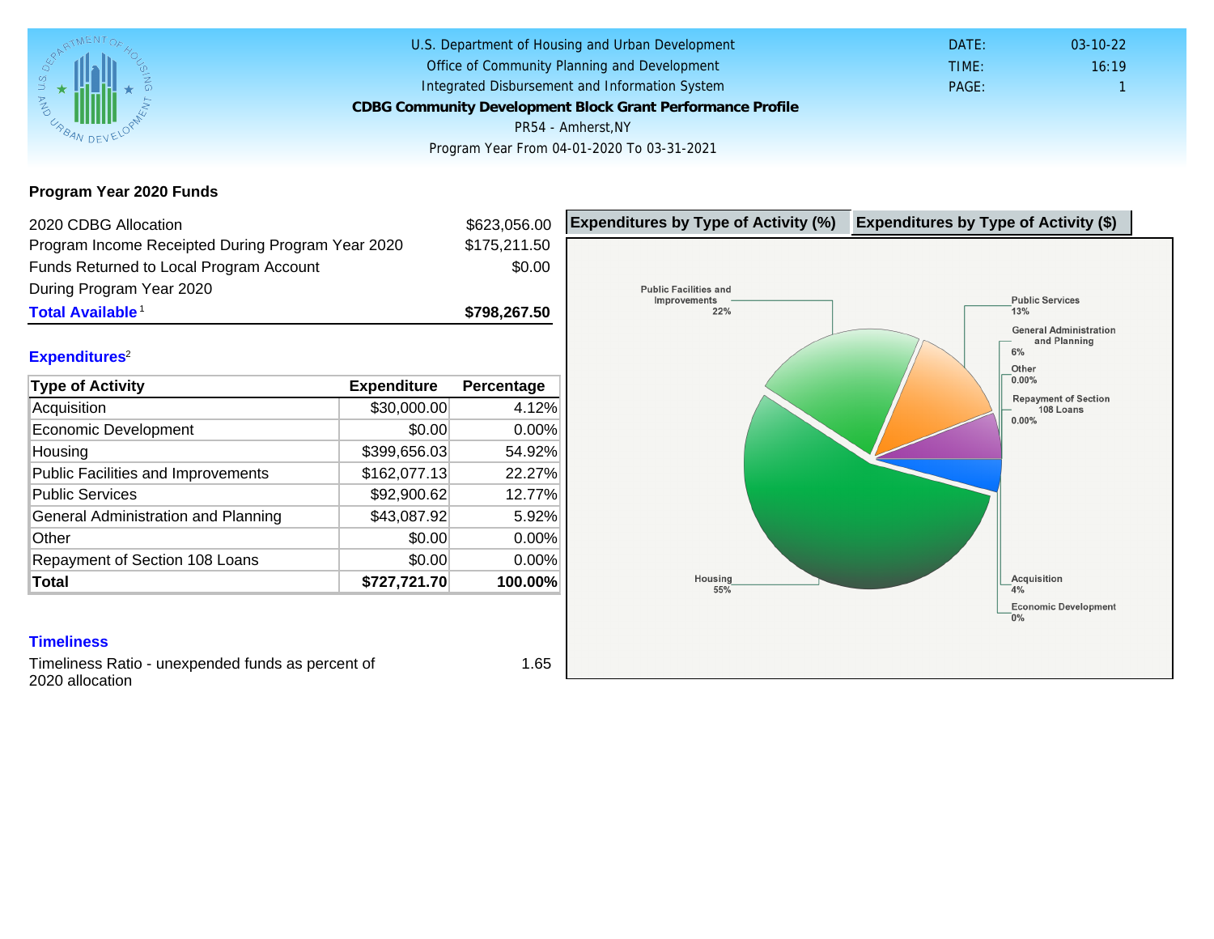U.S. Department of Housing and Urban Development
Office of Community Planning and Development
Integrated Disbursement and Information System

**CDBG Community Development Block Grant Performance Profile**

PR54 - Amherst,NY

Program Year From 04-01-2020 To 03-31-2021

DATE: 03-10-22
TIME: 16:19
PAGE: 1

## Program Year 2020 Funds

| | |
|---|---|
| 2020 CDBG Allocation | $623,056.00 |
| Program Income Receipted During Program Year 2020 | $175,211.50 |
| Funds Returned to Local Program Account During Program Year 2020 | $0.00 |
| **Total Available**[1] | **$798,267.50** |

## Expenditures[2]

| Type of Activity | Expenditure | Percentage |
|---|---|---|
| Acquisition | $30,000.00 | 4.12% |
| Economic Development | $0.00 | 0.00% |
| Housing | $399,656.03 | 54.92% |
| Public Facilities and Improvements | $162,077.13 | 22.27% |
| Public Services | $92,900.62 | 12.77% |
| General Administration and Planning | $43,087.92 | 5.92% |
| Other | $0.00 | 0.00% |
| Repayment of Section 108 Loans | $0.00 | 0.00% |
| **Total** | **$727,721.70** | **100.00%** |

**Expenditures by Type of Activity (%)** | **Expenditures by Type of Activity ($)**

Public Facilities and Improvements 22%
Public Services 13%
General Administration and Planning 6%
Other 0.00%
Repayment of Section 108 Loans 0.00%
Housing 55%
Acquisition 4%
Economic Development 0%

## Timeliness

| | |
|---|---|
| Timeliness Ratio - unexpended funds as percent of 2020 allocation | 1.65 |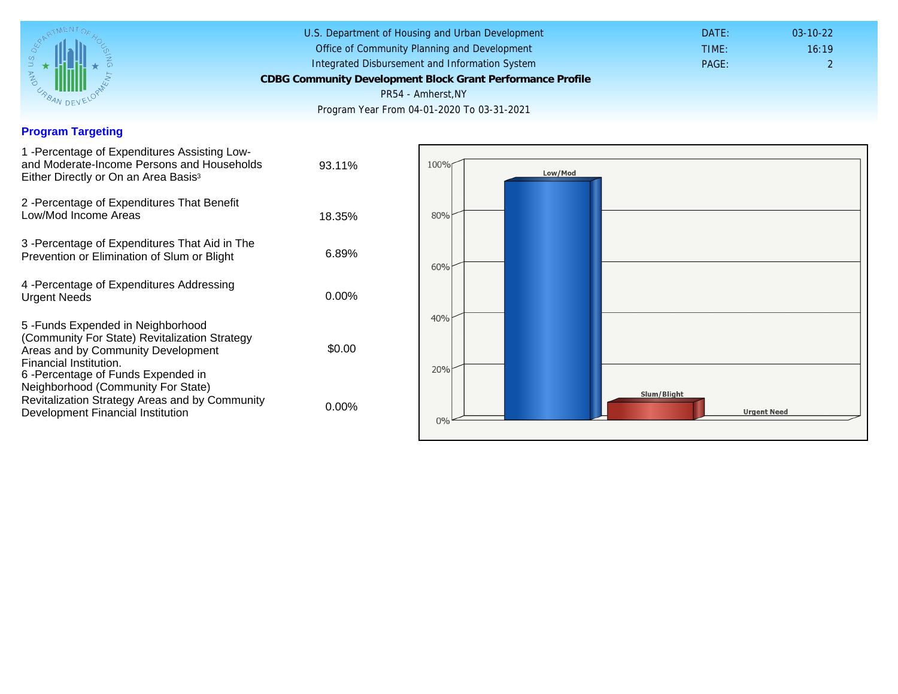U.S. Department of Housing and Urban Development
Office of Community Planning and Development
Integrated Disbursement and Information System

**CDBG Community Development Block Grant Performance Profile**

PR54 - Amherst,NY

Program Year From 04-01-2020 To 03-31-2021

DATE: 03-10-22
TIME: 16:19
PAGE: 2

## Program Targeting

| | |
|---|---|
| 1 -Percentage of Expenditures Assisting Low- and Moderate-Income Persons and Households Either Directly or On an Area Basis[3] | 93.11% |
| 2 -Percentage of Expenditures That Benefit Low/Mod Income Areas | 18.35% |
| 3 -Percentage of Expenditures That Aid in The Prevention or Elimination of Slum or Blight | 6.89% |
| 4 -Percentage of Expenditures Addressing Urgent Needs | 0.00% |
| 5 -Funds Expended in Neighborhood (Community For State) Revitalization Strategy Areas and by Community Development Financial Institution. | $0.00 |
| 6 -Percentage of Funds Expended in Neighborhood (Community For State) Revitalization Strategy Areas and by Community Development Financial Institution | 0.00% |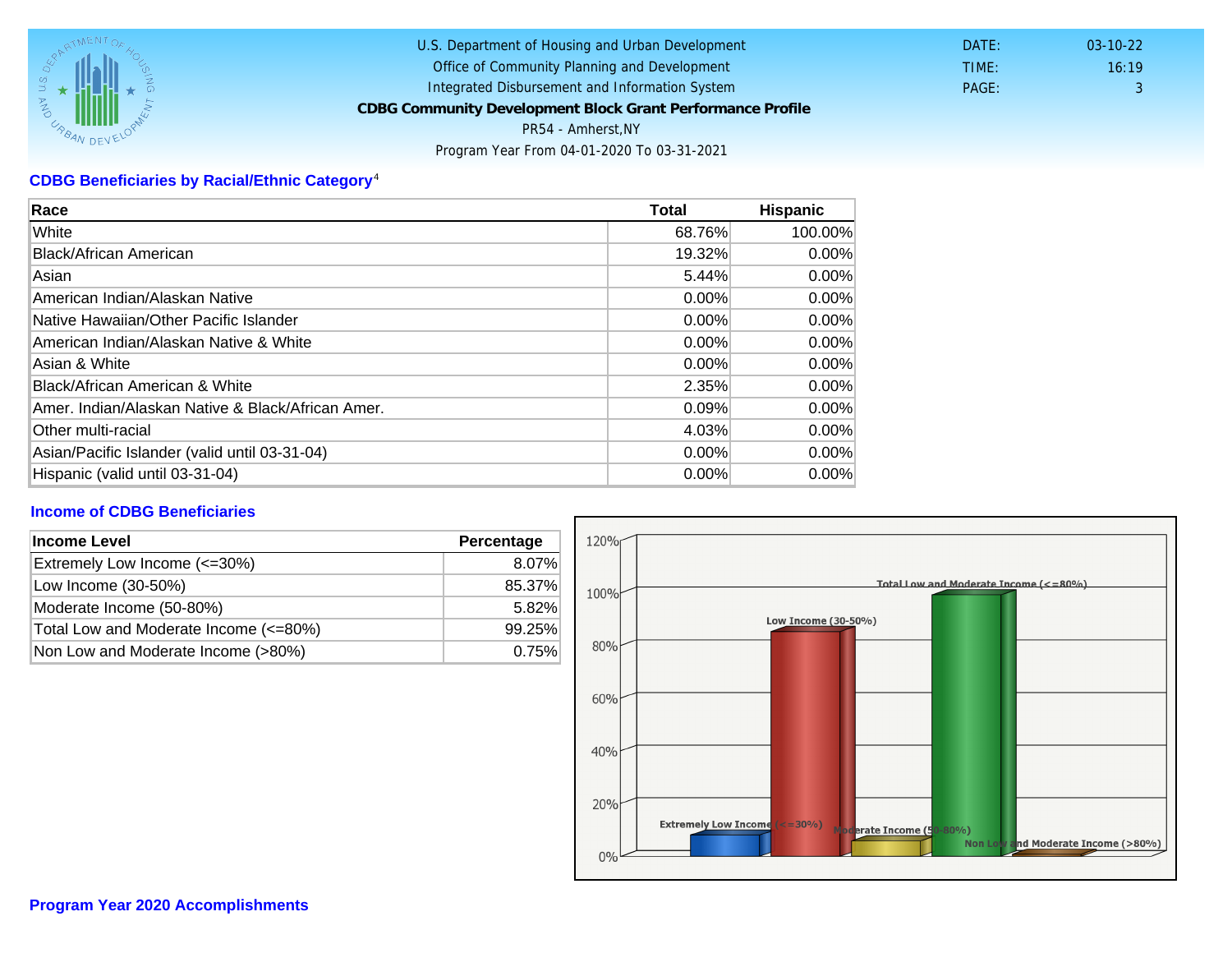U.S. Department of Housing and Urban Development
Office of Community Planning and Development
Integrated Disbursement and Information System
**CDBG Community Development Block Grant Performance Profile**
PR54 - Amherst,NY
Program Year From 04-01-2020 To 03-31-2021

DATE: 03-10-22
TIME: 16:19
PAGE: 3

## CDBG Beneficiaries by Racial/Ethnic Category[4]

| Race | Total | Hispanic |
|---|---|---|
| White | 68.76% | 100.00% |
| Black/African American | 19.32% | 0.00% |
| Asian | 5.44% | 0.00% |
| American Indian/Alaskan Native | 0.00% | 0.00% |
| Native Hawaiian/Other Pacific Islander | 0.00% | 0.00% |
| American Indian/Alaskan Native & White | 0.00% | 0.00% |
| Asian & White | 0.00% | 0.00% |
| Black/African American & White | 2.35% | 0.00% |
| Amer. Indian/Alaskan Native & Black/African Amer. | 0.09% | 0.00% |
| Other multi-racial | 4.03% | 0.00% |
| Asian/Pacific Islander (valid until 03-31-04) | 0.00% | 0.00% |
| Hispanic (valid until 03-31-04) | 0.00% | 0.00% |

## Income of CDBG Beneficiaries

| Income Level | Percentage |
|---|---|
| Extremely Low Income (<=30%) | 8.07% |
| Low Income (30-50%) | 85.37% |
| Moderate Income (50-80%) | 5.82% |
| Total Low and Moderate Income (<=80%) | 99.25% |
| Non Low and Moderate Income (>80%) | 0.75% |

## Program Year 2020 Accomplishments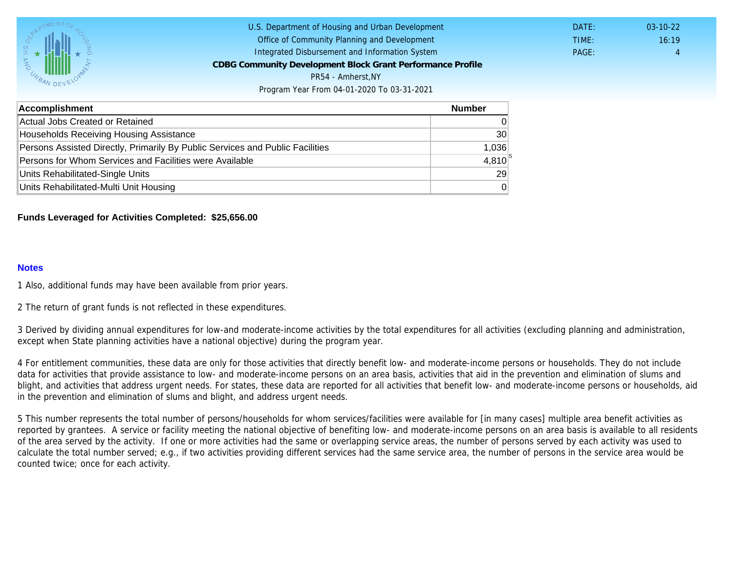U.S. Department of Housing and Urban Development
Office of Community Planning and Development
Integrated Disbursement and Information System
**CDBG Community Development Block Grant Performance Profile**
PR54 - Amherst,NY
Program Year From 04-01-2020 To 03-31-2021

DATE: 03-10-22
TIME: 16:19
PAGE: 4

| Accomplishment | Number |
|---|---|
| Actual Jobs Created or Retained | 0 |
| Households Receiving Housing Assistance | 30 |
| Persons Assisted Directly, Primarily By Public Services and Public Facilities | 1,036 |
| Persons for Whom Services and Facilities were Available | 4,810 [5] |
| Units Rehabilitated-Single Units | 29 |
| Units Rehabilitated-Multi Unit Housing | 0 |

**Funds Leveraged for Activities Completed: $25,656.00**

## Notes

1 Also, additional funds may have been available from prior years.

2 The return of grant funds is not reflected in these expenditures.

3 Derived by dividing annual expenditures for low-and moderate-income activities by the total expenditures for all activities (excluding planning and administration, except when State planning activities have a national objective) during the program year.

4 For entitlement communities, these data are only for those activities that directly benefit low- and moderate-income persons or households. They do not include data for activities that provide assistance to low- and moderate-income persons on an area basis, activities that aid in the prevention and elimination of slums and blight, and activities that address urgent needs. For states, these data are reported for all activities that benefit low- and moderate-income persons or households, aid in the prevention and elimination of slums and blight, and address urgent needs.

5 This number represents the total number of persons/households for whom services/facilities were available for [in many cases] multiple area benefit activities as reported by grantees. A service or facility meeting the national objective of benefiting low- and moderate-income persons on an area basis is available to all residents of the area served by the activity. If one or more activities had the same or overlapping service areas, the number of persons served by each activity was used to calculate the total number served; e.g., if two activities providing different services had the same service area, the number of persons in the service area would be counted twice; once for each activity.